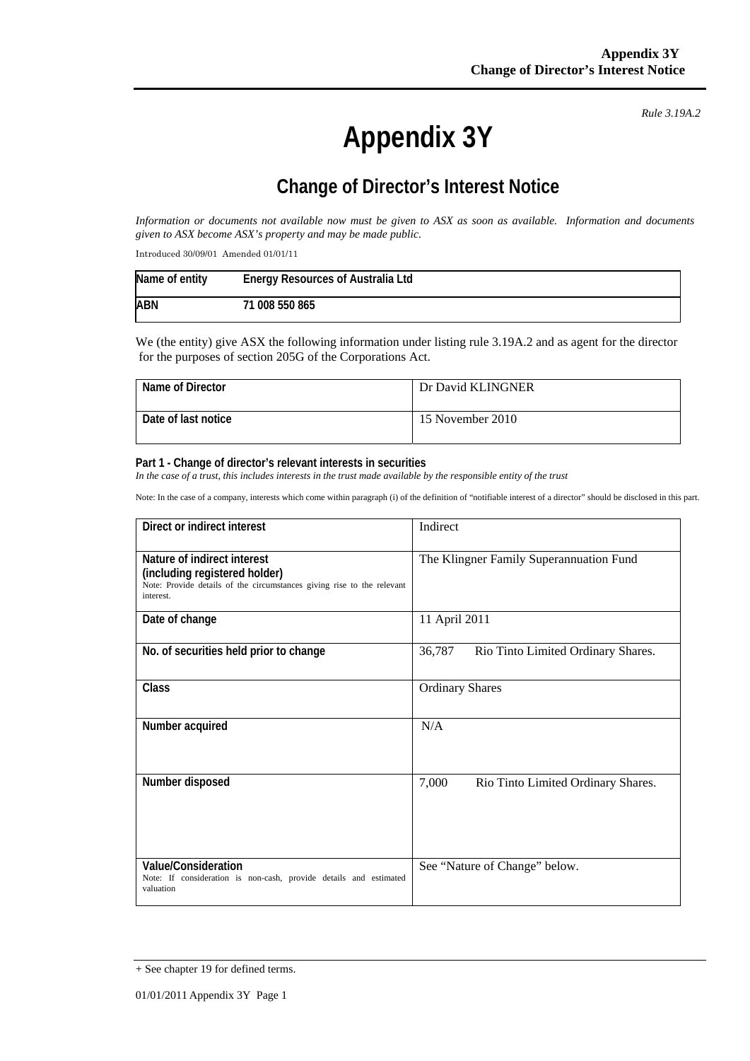*Rule 3.19A.2*

# Appendix 3Y

## Change of Director's Interest Notice

*Information or documents not available now must be given to ASX as soon as available. Information and documents given to ASX become ASX's property and may be made public.*

Introduced 30/09/01 Amended 01/01/11

| Name of entity | Energy Resources of Australia Ltd |
|---|---|
| ABN | 71 008 550 865 |

We (the entity) give ASX the following information under listing rule 3.19A.2 and as agent for the director for the purposes of section 205G of the Corporations Act.

| Name of Director | Dr David KLINGNER |
|---|---|
| Date of last notice | 15 November 2010 |

**Part 1 - Change of director's relevant interests in securities**

*In the case of a trust, this includes interests in the trust made available by the responsible entity of the trust*

Note: In the case of a company, interests which come within paragraph (i) of the definition of "notifiable interest of a director" should be disclosed in this part.

| Direct or indirect interest | Indirect |
|---|---|
| **Nature of indirect interest (including registered holder)**<br>Note: Provide details of the circumstances giving rise to the relevant interest. | The Klingner Family Superannuation Fund |
| **Date of change** | 11 April 2011 |
| **No. of securities held prior to change** | 36,787 Rio Tinto Limited Ordinary Shares. |
| **Class** | Ordinary Shares |
| **Number acquired** | N/A |
| **Number disposed** | 7,000 Rio Tinto Limited Ordinary Shares. |
| **Value/Consideration**<br>Note: If consideration is non-cash, provide details and estimated valuation | See "Nature of Change" below. |

+ See chapter 19 for defined terms.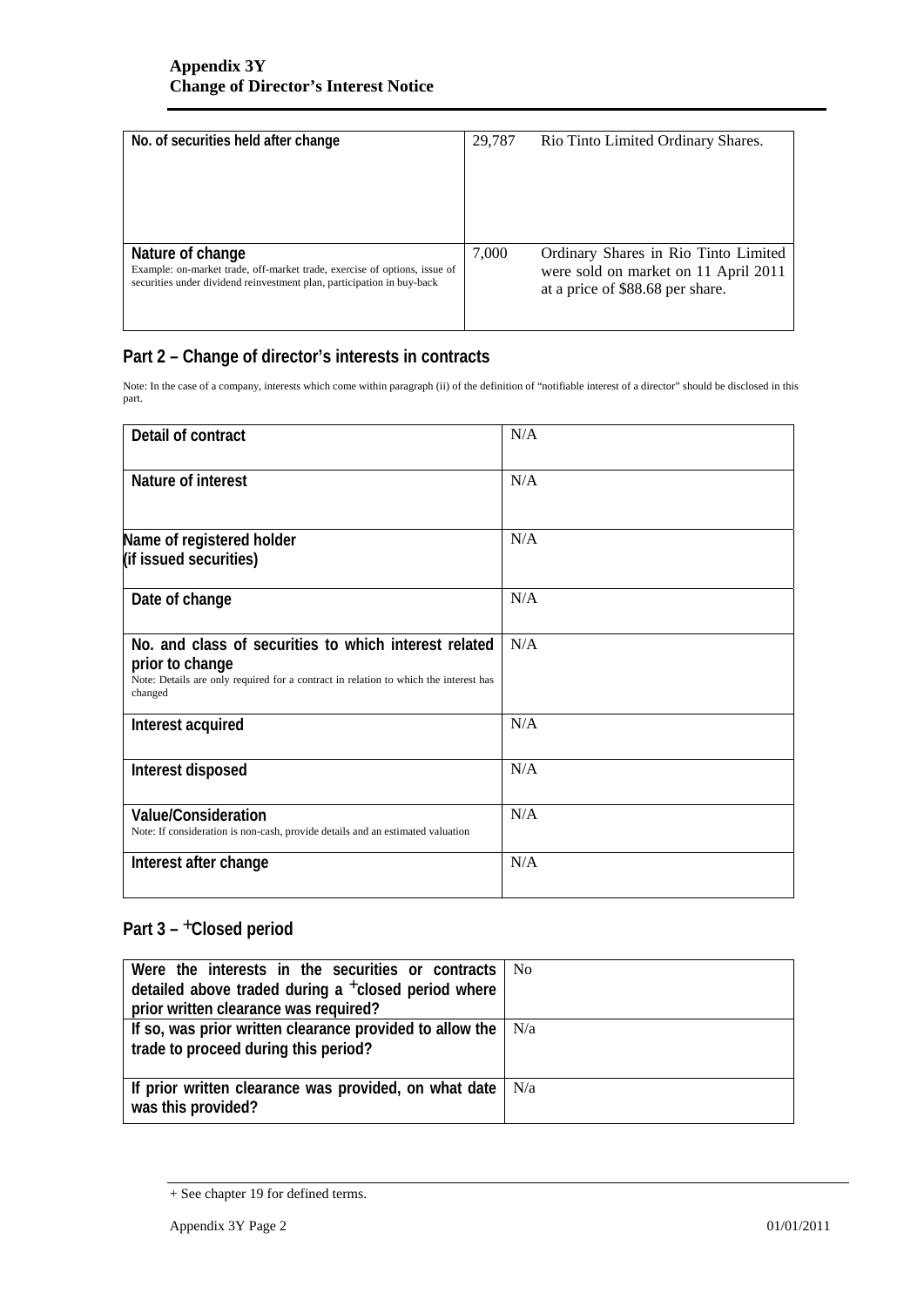| | | |
|---|---|---|
| **No. of securities held after change** | 29,787 | Rio Tinto Limited Ordinary Shares. |
| **Nature of change**<br>Example: on-market trade, off-market trade, exercise of options, issue of securities under dividend reinvestment plan, participation in buy-back | 7,000 | Ordinary Shares in Rio Tinto Limited were sold on market on 11 April 2011 at a price of $88.68 per share. |

## Part 2 – Change of director's interests in contracts

Note: In the case of a company, interests which come within paragraph (ii) of the definition of "notifiable interest of a director" should be disclosed in this part.

| | |
|---|---|
| **Detail of contract** | N/A |
| **Nature of interest** | N/A |
| **Name of registered holder (if issued securities)** | N/A |
| **Date of change** | N/A |
| **No. and class of securities to which interest related prior to change**<br>Note: Details are only required for a contract in relation to which the interest has changed | N/A |
| **Interest acquired** | N/A |
| **Interest disposed** | N/A |
| **Value/Consideration**<br>Note: If consideration is non-cash, provide details and an estimated valuation | N/A |
| **Interest after change** | N/A |

## Part 3 – +Closed period

| | |
|---|---|
| **Were the interests in the securities or contracts detailed above traded during a +closed period where prior written clearance was required?** | No |
| **If so, was prior written clearance provided to allow the trade to proceed during this period?** | N/a |
| **If prior written clearance was provided, on what date was this provided?** | N/a |

+ See chapter 19 for defined terms.